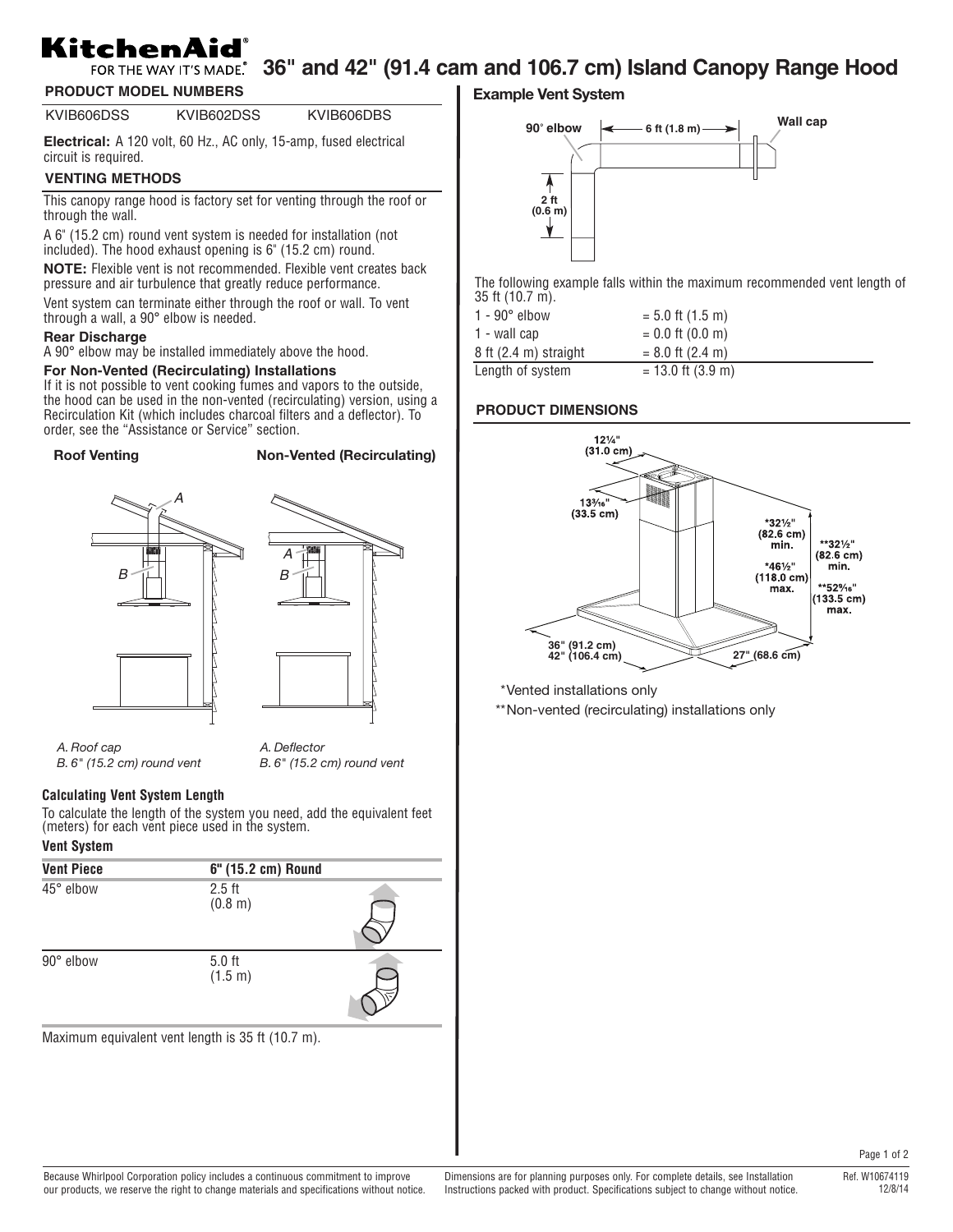# KitchenAid FOR THE WAY IT'S MADE. 36" and 42" (91.4 cam and 106.7 cm) Island Canopy Range Hood

## PRODUCT MODEL NUMBERS

KVIB606DSS KVIB602DSS KVIB606DBS

**Electrical:** A 120 volt, 60 Hz., AC only, 15-amp, fused electrical circuit is required.

## VENTING METHODS

This canopy range hood is factory set for venting through the roof or through the wall.

A 6" (15.2 cm) round vent system is needed for installation (not included). The hood exhaust opening is 6" (15.2 cm) round.

**NOTE:** Flexible vent is not recommended. Flexible vent creates back pressure and air turbulence that greatly reduce performance.

Vent system can terminate either through the roof or wall. To vent through a wall, a 90° elbow is needed.

### Rear Discharge

A 90° elbow may be installed immediately above the hood.

### For Non-Vented (Recirculating) Installations

If it is not possible to vent cooking fumes and vapors to the outside, the hood can be used in the non-vented (recirculating) version, using a Recirculation Kit (which includes charcoal filters and a deflector). To order, see the "Assistance or Service" section.

**Roof Venting**

*A. Roof cap*
*B. 6" (15.2 cm) round vent*

**Non-Vented (Recirculating)**

*A. Deflector*
*B. 6" (15.2 cm) round vent*

### Calculating Vent System Length

To calculate the length of the system you need, add the equivalent feet (meters) for each vent piece used in the system.

**Vent System**

| Vent Piece | 6" (15.2 cm) Round |
|---|---|
| 45° elbow | 2.5 ft (0.8 m) |
| 90° elbow | 5.0 ft (1.5 m) |

Maximum equivalent vent length is 35 ft (10.7 m).

## Example Vent System

90° elbow — 6 ft (1.8 m) — Wall cap; 2 ft (0.6 m)

The following example falls within the maximum recommended vent length of 35 ft (10.7 m).

| | |
|---|---|
| 1 - 90° elbow | = 5.0 ft (1.5 m) |
| 1 - wall cap | = 0.0 ft (0.0 m) |
| 8 ft (2.4 m) straight | = 8.0 ft (2.4 m) |
| Length of system | = 13.0 ft (3.9 m) |

## PRODUCT DIMENSIONS

12¼" (31.0 cm)
13³⁄₁₆" (33.5 cm)
*32½" (82.6 cm) min.
*46½" (118.0 cm) max.
**32½" (82.6 cm) min.
**52⁹⁄₁₆" (133.5 cm) max.
36" (91.2 cm)
42" (106.4 cm)
27" (68.6 cm)

*Vented installations only

**Non-vented (recirculating) installations only

Because Whirlpool Corporation policy includes a continuous commitment to improve our products, we reserve the right to change materials and specifications without notice.

Dimensions are for planning purposes only. For complete details, see Installation Instructions packed with product. Specifications subject to change without notice.

Ref. W10674119 12/8/14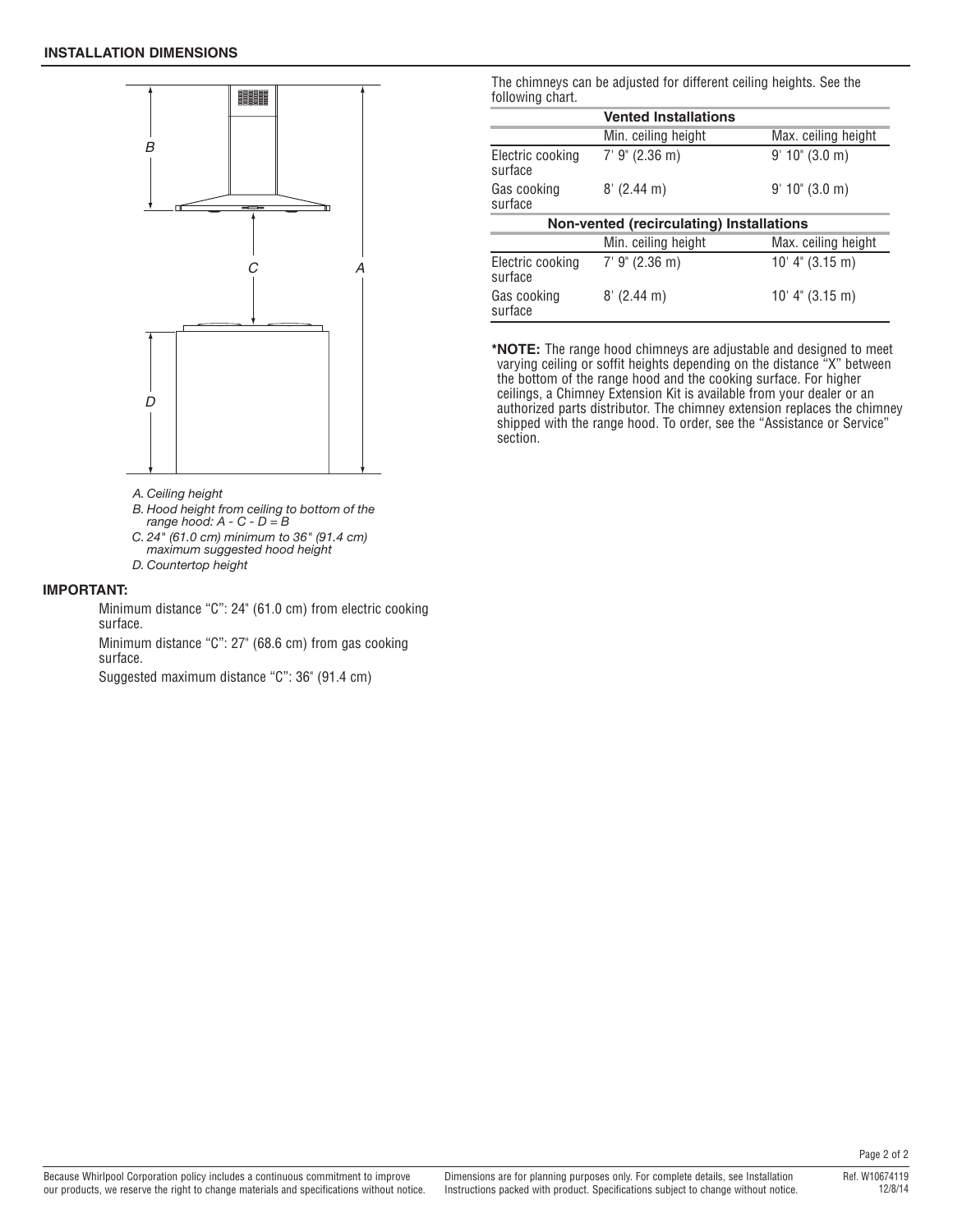## INSTALLATION DIMENSIONS

B

C

A

D

*A. Ceiling height*

*B. Hood height from ceiling to bottom of the range hood: A - C - D = B*

*C. 24" (61.0 cm) minimum to 36" (91.4 cm) maximum suggested hood height*

*D. Countertop height*

**IMPORTANT:**

Minimum distance "C": 24" (61.0 cm) from electric cooking surface.

Minimum distance "C": 27" (68.6 cm) from gas cooking surface.

Suggested maximum distance "C": 36" (91.4 cm)

The chimneys can be adjusted for different ceiling heights. See the following chart.

| | | |
|---|---|---|
| | **Vented Installations** | |
| | Min. ceiling height | Max. ceiling height |
| Electric cooking surface | 7' 9" (2.36 m) | 9' 10" (3.0 m) |
| Gas cooking surface | 8' (2.44 m) | 9' 10" (3.0 m) |
| **Non-vented (recirculating) Installations** | | |
| | Min. ceiling height | Max. ceiling height |
| Electric cooking surface | 7' 9" (2.36 m) | 10' 4" (3.15 m) |
| Gas cooking surface | 8' (2.44 m) | 10' 4" (3.15 m) |

***NOTE:** The range hood chimneys are adjustable and designed to meet varying ceiling or soffit heights depending on the distance "X" between the bottom of the range hood and the cooking surface. For higher ceilings, a Chimney Extension Kit is available from your dealer or an authorized parts distributor. The chimney extension replaces the chimney shipped with the range hood. To order, see the "Assistance or Service" section.

Because Whirlpool Corporation policy includes a continuous commitment to improve our products, we reserve the right to change materials and specifications without notice.

Dimensions are for planning purposes only. For complete details, see Installation Instructions packed with product. Specifications subject to change without notice.

Ref. W10674119
12/8/14